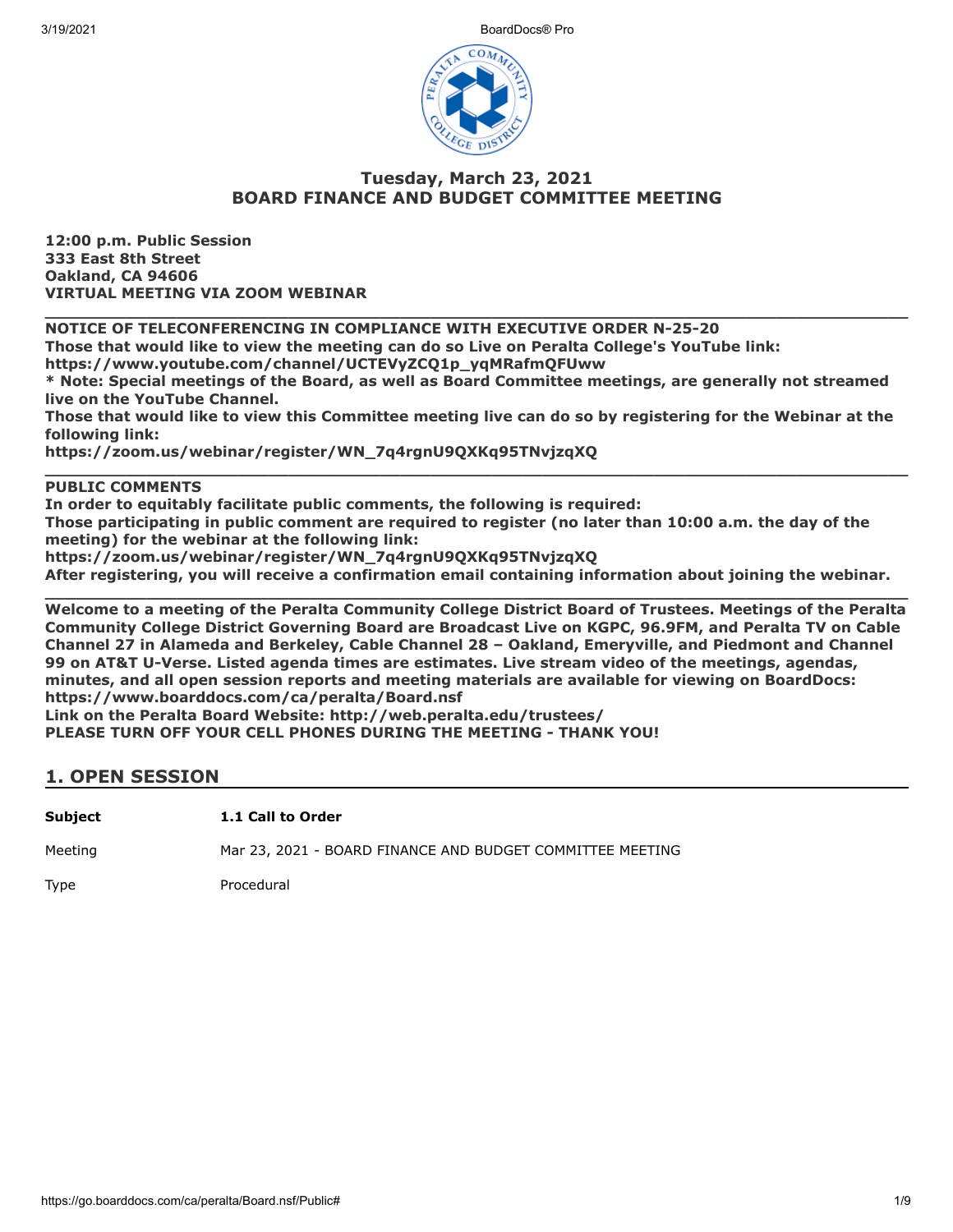## Tuesday, March 23, 2021
## BOARD FINANCE AND BUDGET COMMITTEE MEETING

**12:00 p.m. Public Session**
**333 East 8th Street**
**Oakland, CA 94606**
**VIRTUAL MEETING VIA ZOOM WEBINAR**

---

**NOTICE OF TELECONFERENCING IN COMPLIANCE WITH EXECUTIVE ORDER N-25-20**
**Those that would like to view the meeting can do so Live on Peralta College's YouTube link:**
**https://www.youtube.com/channel/UCTEVyZCQ1p_yqMRafmQFUww**
**\* Note: Special meetings of the Board, as well as Board Committee meetings, are generally not streamed live on the YouTube Channel.**
**Those that would like to view this Committee meeting live can do so by registering for the Webinar at the following link:**
**https://zoom.us/webinar/register/WN_7q4rgnU9QXKq95TNvjzqXQ**

---

**PUBLIC COMMENTS**
**In order to equitably facilitate public comments, the following is required:**
**Those participating in public comment are required to register (no later than 10:00 a.m. the day of the meeting) for the webinar at the following link:**
**https://zoom.us/webinar/register/WN_7q4rgnU9QXKq95TNvjzqXQ**
**After registering, you will receive a confirmation email containing information about joining the webinar.**

---

**Welcome to a meeting of the Peralta Community College District Board of Trustees. Meetings of the Peralta Community College District Governing Board are Broadcast Live on KGPC, 96.9FM, and Peralta TV on Cable Channel 27 in Alameda and Berkeley, Cable Channel 28 – Oakland, Emeryville, and Piedmont and Channel 99 on AT&T U-Verse. Listed agenda times are estimates. Live stream video of the meetings, agendas, minutes, and all open session reports and meeting materials are available for viewing on BoardDocs: https://www.boarddocs.com/ca/peralta/Board.nsf**
**Link on the Peralta Board Website: http://web.peralta.edu/trustees/**
**PLEASE TURN OFF YOUR CELL PHONES DURING THE MEETING - THANK YOU!**

## 1. OPEN SESSION

| | |
|---|---|
| **Subject** | **1.1 Call to Order** |
| Meeting | Mar 23, 2021 - BOARD FINANCE AND BUDGET COMMITTEE MEETING |
| Type | Procedural |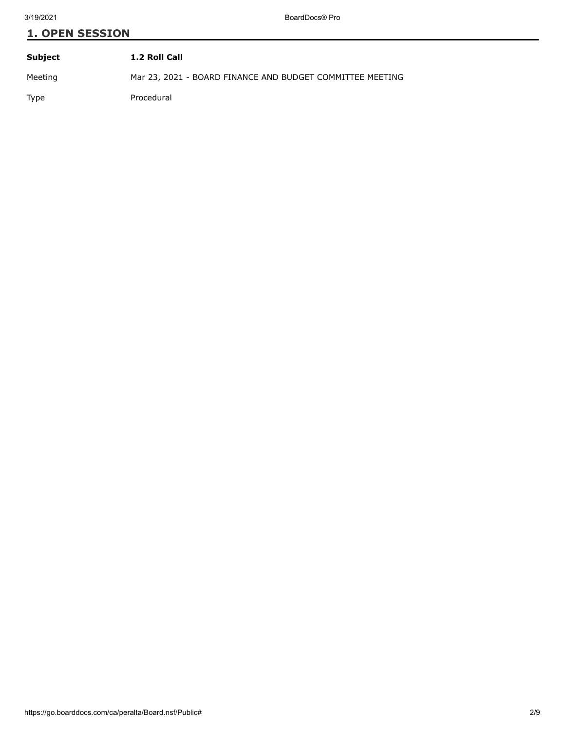## 1. OPEN SESSION

| | |
|---|---|
| **Subject** | **1.2 Roll Call** |
| Meeting | Mar 23, 2021 - BOARD FINANCE AND BUDGET COMMITTEE MEETING |
| Type | Procedural |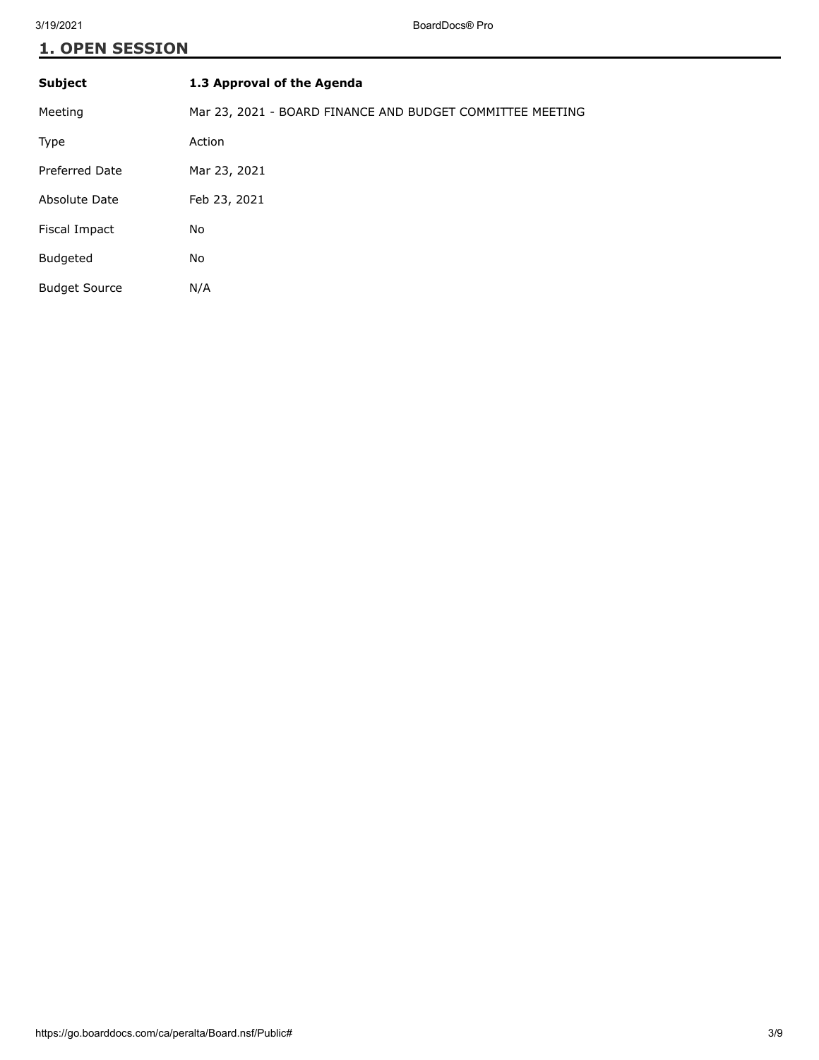## 1. OPEN SESSION

| Subject | 1.3 Approval of the Agenda |
| --- | --- |
| Meeting | Mar 23, 2021 - BOARD FINANCE AND BUDGET COMMITTEE MEETING |
| Type | Action |
| Preferred Date | Mar 23, 2021 |
| Absolute Date | Feb 23, 2021 |
| Fiscal Impact | No |
| Budgeted | No |
| Budget Source | N/A |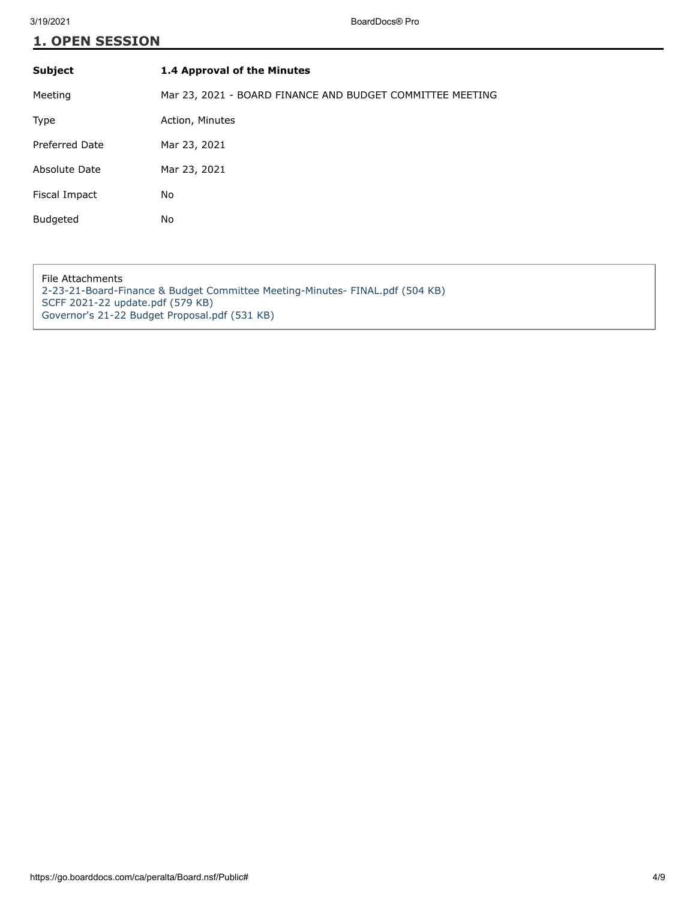## 1. OPEN SESSION

| Subject | 1.4 Approval of the Minutes |
| --- | --- |
| Meeting | Mar 23, 2021 - BOARD FINANCE AND BUDGET COMMITTEE MEETING |
| Type | Action, Minutes |
| Preferred Date | Mar 23, 2021 |
| Absolute Date | Mar 23, 2021 |
| Fiscal Impact | No |
| Budgeted | No |

File Attachments

2-23-21-Board-Finance & Budget Committee Meeting-Minutes- FINAL.pdf (504 KB)

SCFF 2021-22 update.pdf (579 KB)

Governor's 21-22 Budget Proposal.pdf (531 KB)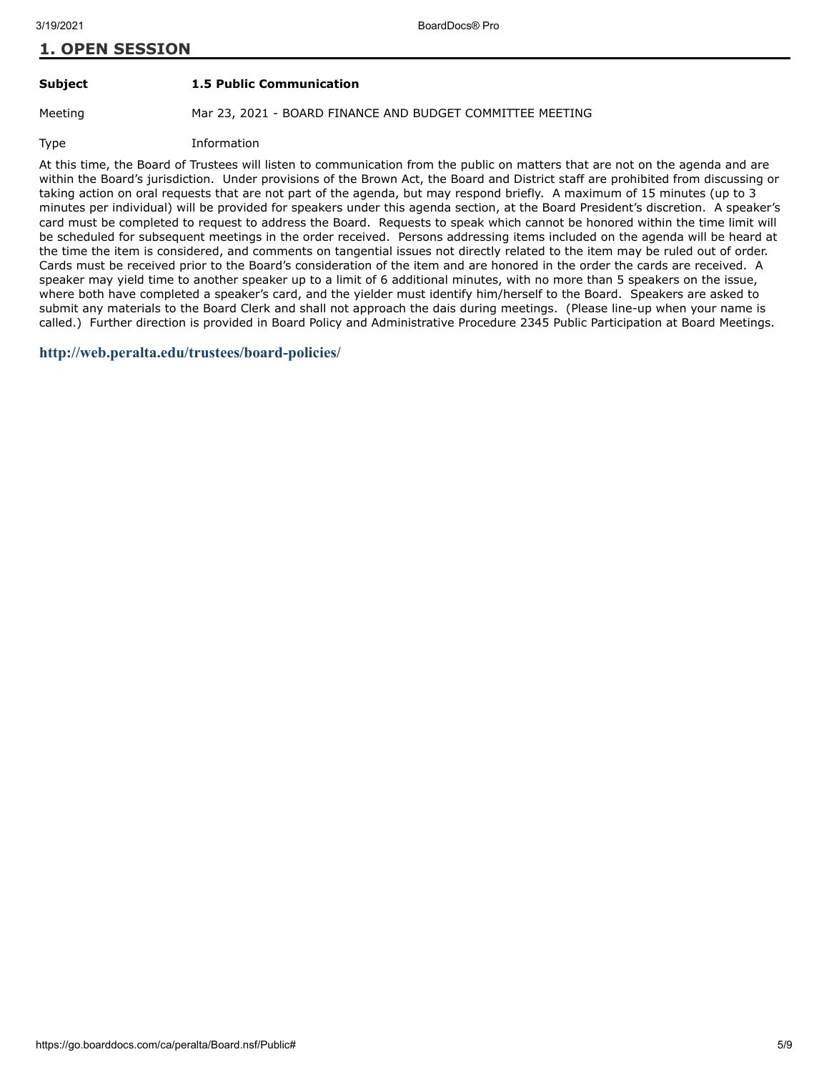## 1. OPEN SESSION

**Subject** **1.5 Public Communication**

Meeting Mar 23, 2021 - BOARD FINANCE AND BUDGET COMMITTEE MEETING

Type Information

At this time, the Board of Trustees will listen to communication from the public on matters that are not on the agenda and are within the Board's jurisdiction. Under provisions of the Brown Act, the Board and District staff are prohibited from discussing or taking action on oral requests that are not part of the agenda, but may respond briefly. A maximum of 15 minutes (up to 3 minutes per individual) will be provided for speakers under this agenda section, at the Board President's discretion. A speaker's card must be completed to request to address the Board. Requests to speak which cannot be honored within the time limit will be scheduled for subsequent meetings in the order received. Persons addressing items included on the agenda will be heard at the time the item is considered, and comments on tangential issues not directly related to the item may be ruled out of order. Cards must be received prior to the Board's consideration of the item and are honored in the order the cards are received. A speaker may yield time to another speaker up to a limit of 6 additional minutes, with no more than 5 speakers on the issue, where both have completed a speaker's card, and the yielder must identify him/herself to the Board. Speakers are asked to submit any materials to the Board Clerk and shall not approach the dais during meetings. (Please line-up when your name is called.) Further direction is provided in Board Policy and Administrative Procedure 2345 Public Participation at Board Meetings.

**http://web.peralta.edu/trustees/board-policies/**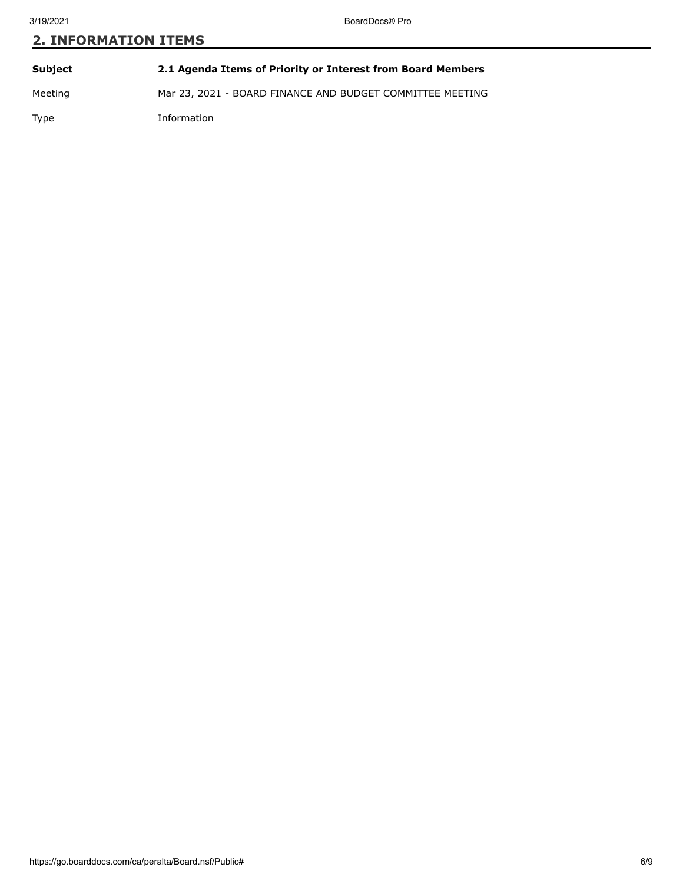## 2. INFORMATION ITEMS

| | |
|---|---|
| **Subject** | **2.1 Agenda Items of Priority or Interest from Board Members** |
| Meeting | Mar 23, 2021 - BOARD FINANCE AND BUDGET COMMITTEE MEETING |
| Type | Information |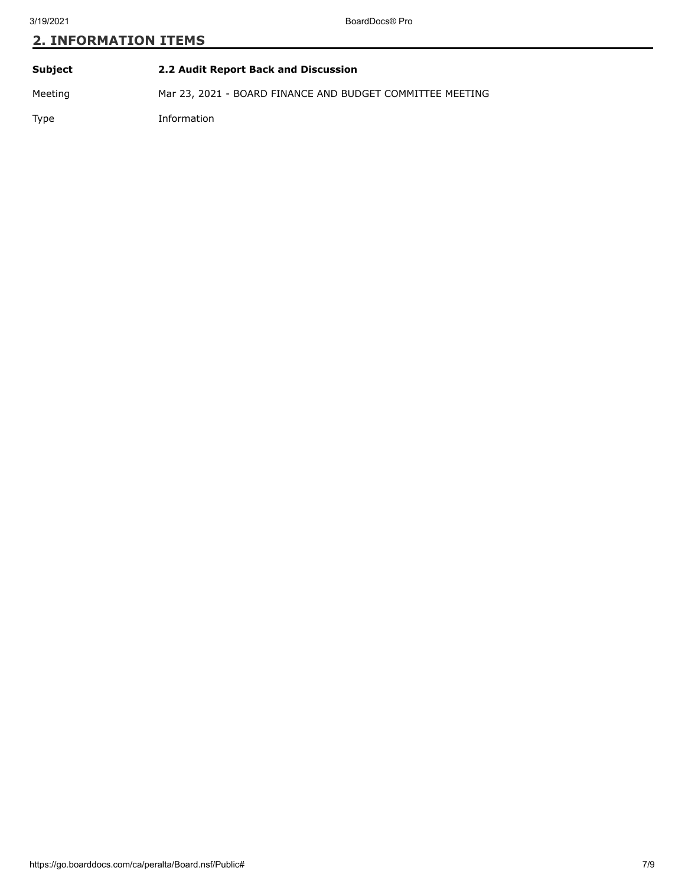## 2. INFORMATION ITEMS

| | |
|---|---|
| **Subject** | **2.2 Audit Report Back and Discussion** |
| Meeting | Mar 23, 2021 - BOARD FINANCE AND BUDGET COMMITTEE MEETING |
| Type | Information |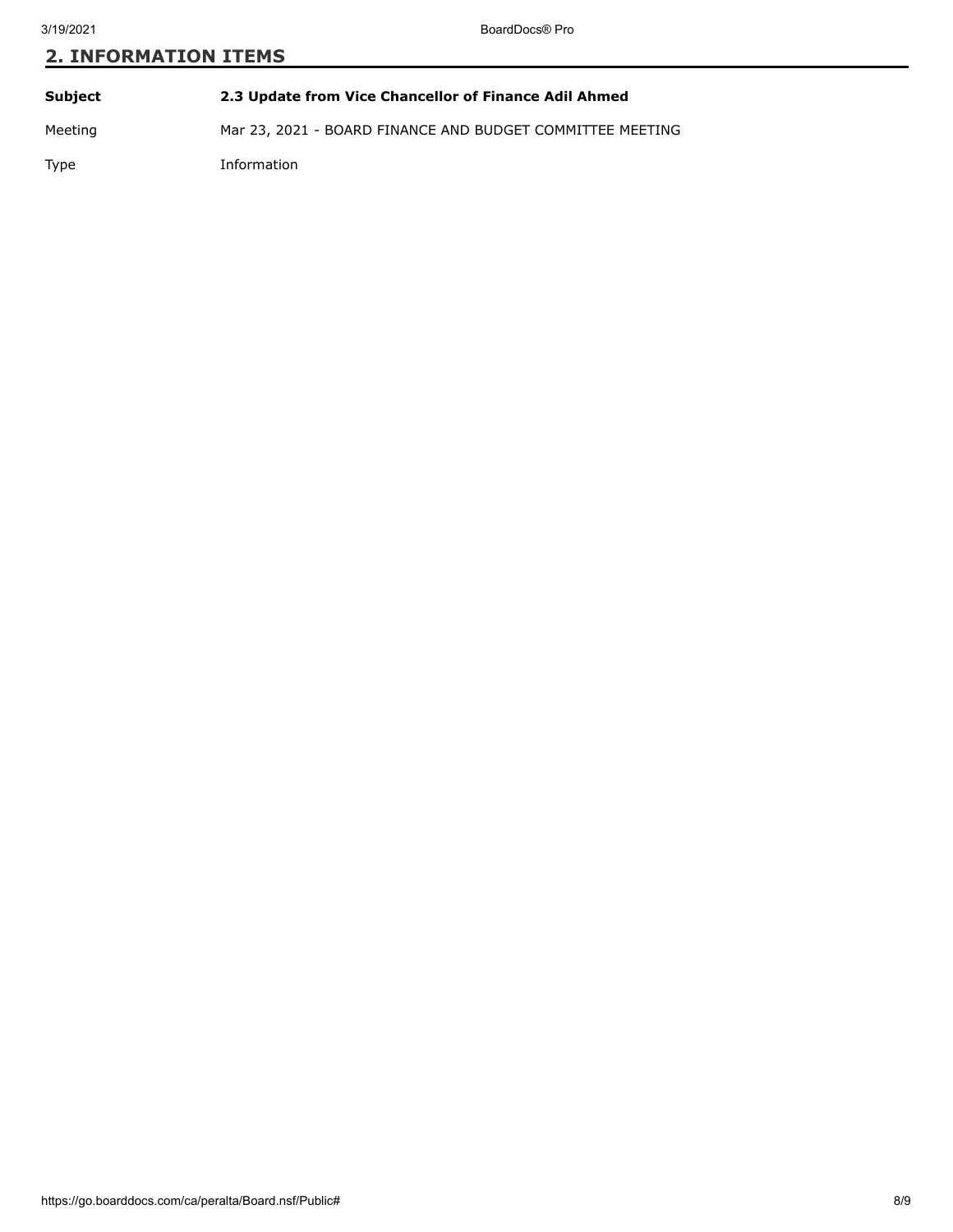## 2. INFORMATION ITEMS

| | |
|---|---|
| **Subject** | **2.3 Update from Vice Chancellor of Finance Adil Ahmed** |
| Meeting | Mar 23, 2021 - BOARD FINANCE AND BUDGET COMMITTEE MEETING |
| Type | Information |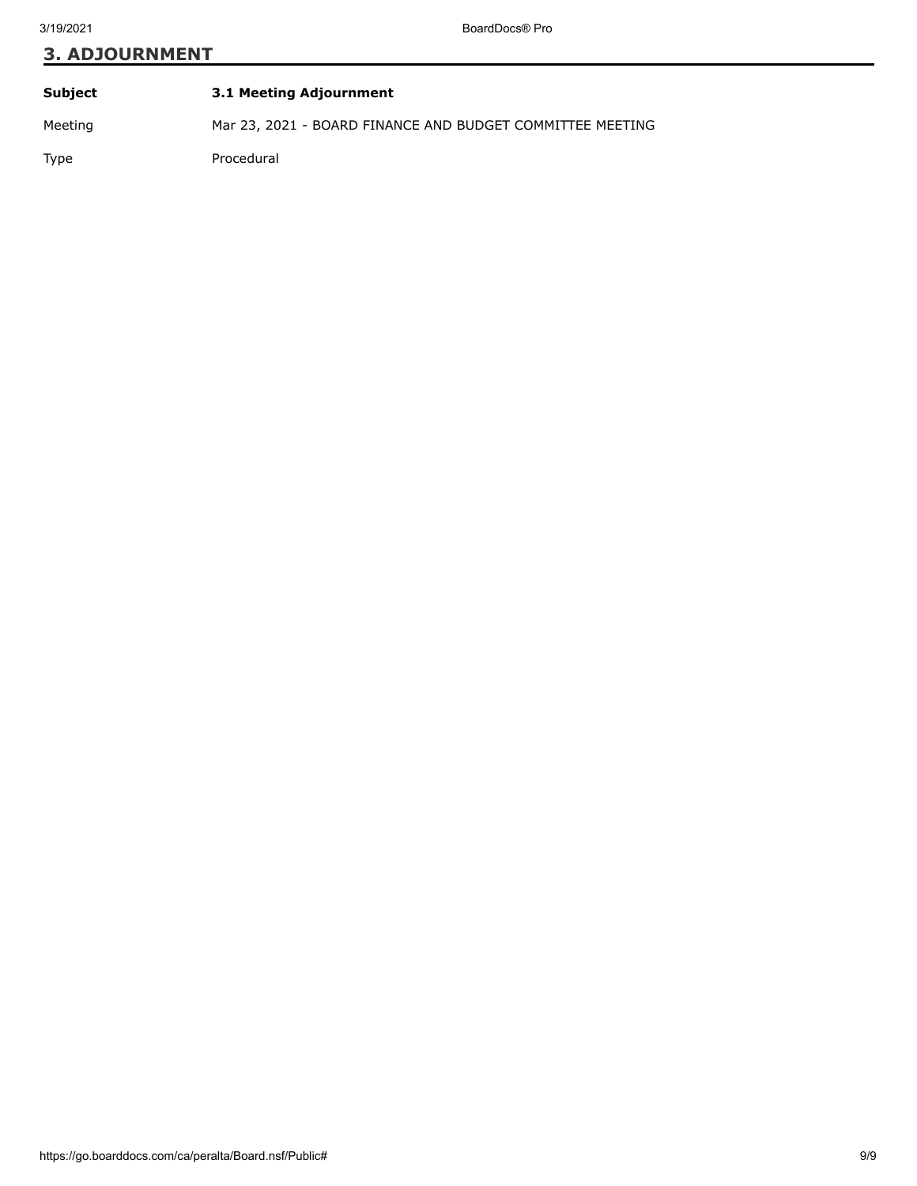## 3. ADJOURNMENT

| | |
|---|---|
| **Subject** | **3.1 Meeting Adjournment** |
| Meeting | Mar 23, 2021 - BOARD FINANCE AND BUDGET COMMITTEE MEETING |
| Type | Procedural |